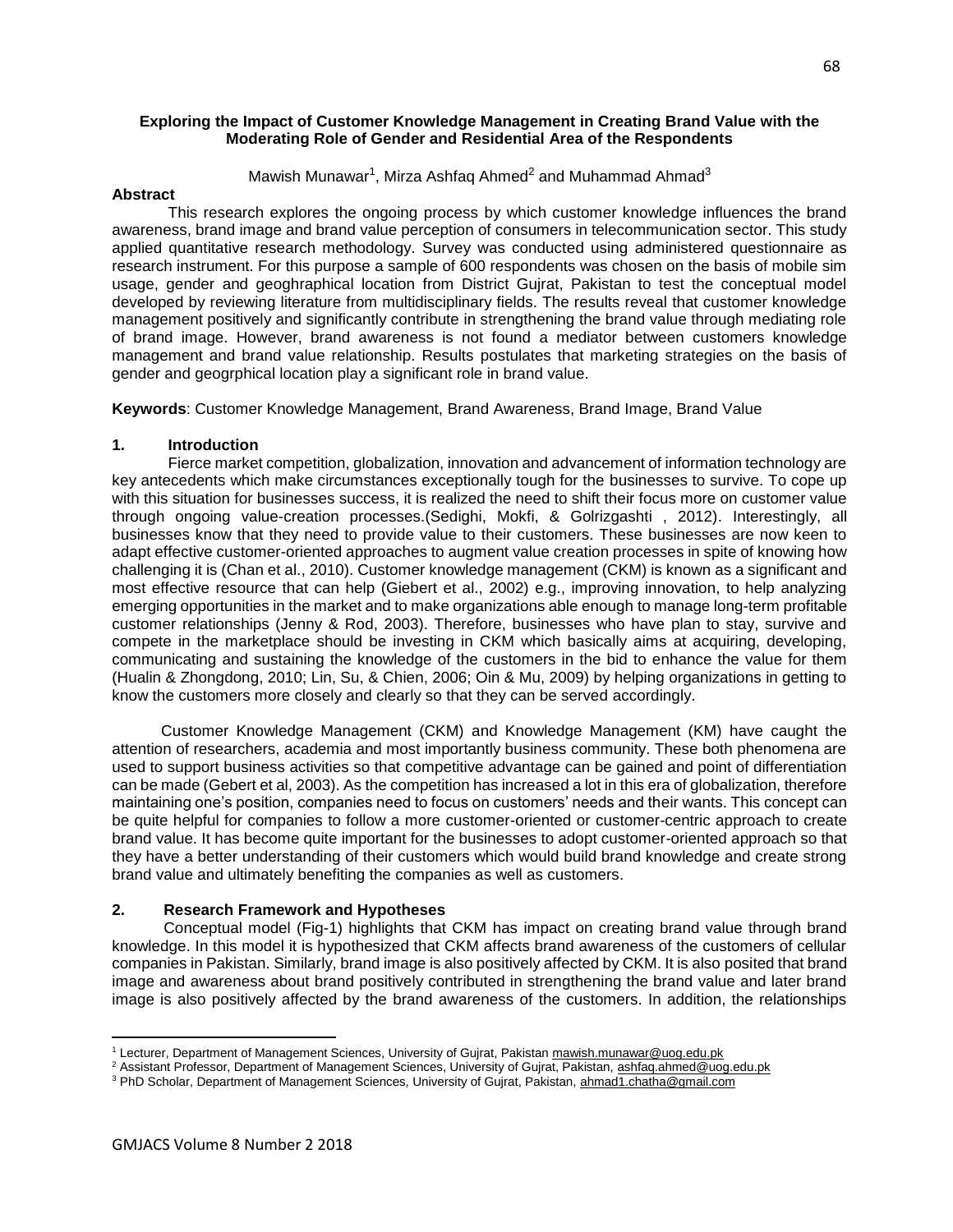# Exploring the Impact of Customer Knowledge Management in Creating Brand Value with the Moderating Role of Gender and Residential Area of the Respondents

Mawish Munawar[1], Mirza Ashfaq Ahmed[2] and Muhammad Ahmad[3]

**Abstract**

This research explores the ongoing process by which customer knowledge influences the brand awareness, brand image and brand value perception of consumers in telecommunication sector. This study applied quantitative research methodology. Survey was conducted using administered questionnaire as research instrument. For this purpose a sample of 600 respondents was chosen on the basis of mobile sim usage, gender and geoghraphical location from District Gujrat, Pakistan to test the conceptual model developed by reviewing literature from multidisciplinary fields. The results reveal that customer knowledge management positively and significantly contribute in strengthening the brand value through mediating role of brand image. However, brand awareness is not found a mediator between customers knowledge management and brand value relationship. Results postulates that marketing strategies on the basis of gender and geogrphical location play a significant role in brand value.

**Keywords**: Customer Knowledge Management, Brand Awareness, Brand Image, Brand Value

## 1. Introduction

Fierce market competition, globalization, innovation and advancement of information technology are key antecedents which make circumstances exceptionally tough for the businesses to survive. To cope up with this situation for businesses success, it is realized the need to shift their focus more on customer value through ongoing value-creation processes.(Sedighi, Mokfi, & Golrizgashti , 2012). Interestingly, all businesses know that they need to provide value to their customers. These businesses are now keen to adapt effective customer-oriented approaches to augment value creation processes in spite of knowing how challenging it is (Chan et al., 2010). Customer knowledge management (CKM) is known as a significant and most effective resource that can help (Giebert et al., 2002) e.g., improving innovation, to help analyzing emerging opportunities in the market and to make organizations able enough to manage long-term profitable customer relationships (Jenny & Rod, 2003). Therefore, businesses who have plan to stay, survive and compete in the marketplace should be investing in CKM which basically aims at acquiring, developing, communicating and sustaining the knowledge of the customers in the bid to enhance the value for them (Hualin & Zhongdong, 2010; Lin, Su, & Chien, 2006; Oin & Mu, 2009) by helping organizations in getting to know the customers more closely and clearly so that they can be served accordingly.

Customer Knowledge Management (CKM) and Knowledge Management (KM) have caught the attention of researchers, academia and most importantly business community. These both phenomena are used to support business activities so that competitive advantage can be gained and point of differentiation can be made (Gebert et al, 2003). As the competition has increased a lot in this era of globalization, therefore maintaining one's position, companies need to focus on customers' needs and their wants. This concept can be quite helpful for companies to follow a more customer-oriented or customer-centric approach to create brand value. It has become quite important for the businesses to adopt customer-oriented approach so that they have a better understanding of their customers which would build brand knowledge and create strong brand value and ultimately benefiting the companies as well as customers.

## 2. Research Framework and Hypotheses

Conceptual model (Fig-1) highlights that CKM has impact on creating brand value through brand knowledge. In this model it is hypothesized that CKM affects brand awareness of the customers of cellular companies in Pakistan. Similarly, brand image is also positively affected by CKM. It is also posited that brand image and awareness about brand positively contributed in strengthening the brand value and later brand image is also positively affected by the brand awareness of the customers. In addition, the relationships

---

[1] Lecturer, Department of Management Sciences, University of Gujrat, Pakistan mawish.munawar@uog.edu.pk

[2] Assistant Professor, Department of Management Sciences, University of Gujrat, Pakistan, ashfaq.ahmed@uog.edu.pk

[3] PhD Scholar, Department of Management Sciences, University of Gujrat, Pakistan, ahmad1.chatha@gmail.com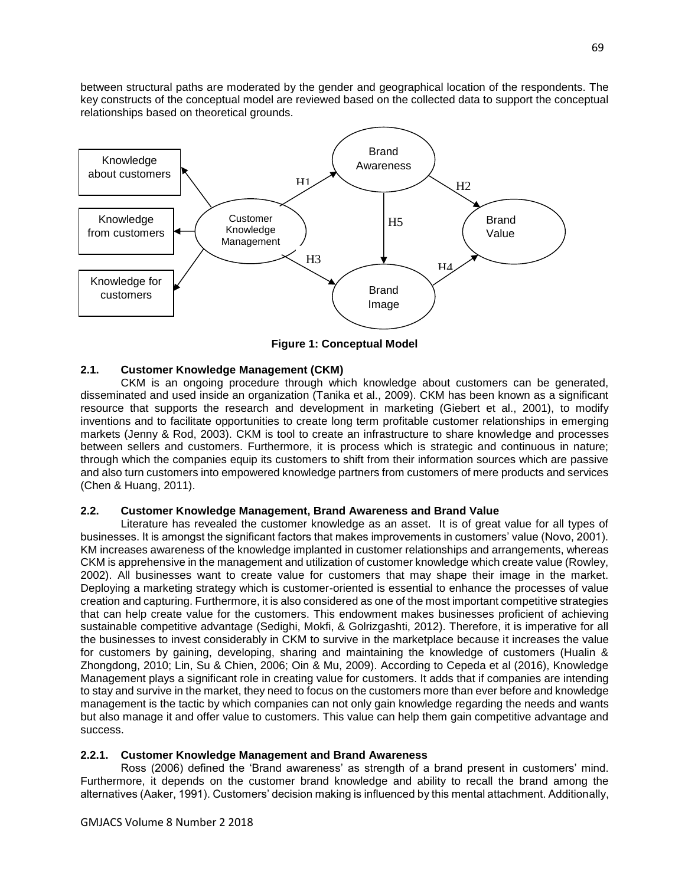between structural paths are moderated by the gender and geographical location of the respondents. The key constructs of the conceptual model are reviewed based on the collected data to support the conceptual relationships based on theoretical grounds.

**Figure 1: Conceptual Model**

## 2.1. Customer Knowledge Management (CKM)

CKM is an ongoing procedure through which knowledge about customers can be generated, disseminated and used inside an organization (Tanika et al., 2009). CKM has been known as a significant resource that supports the research and development in marketing (Giebert et al., 2001), to modify inventions and to facilitate opportunities to create long term profitable customer relationships in emerging markets (Jenny & Rod, 2003). CKM is tool to create an infrastructure to share knowledge and processes between sellers and customers. Furthermore, it is process which is strategic and continuous in nature; through which the companies equip its customers to shift from their information sources which are passive and also turn customers into empowered knowledge partners from customers of mere products and services (Chen & Huang, 2011).

## 2.2. Customer Knowledge Management, Brand Awareness and Brand Value

Literature has revealed the customer knowledge as an asset. It is of great value for all types of businesses. It is amongst the significant factors that makes improvements in customers' value (Novo, 2001). KM increases awareness of the knowledge implanted in customer relationships and arrangements, whereas CKM is apprehensive in the management and utilization of customer knowledge which create value (Rowley, 2002). All businesses want to create value for customers that may shape their image in the market. Deploying a marketing strategy which is customer-oriented is essential to enhance the processes of value creation and capturing. Furthermore, it is also considered as one of the most important competitive strategies that can help create value for the customers. This endowment makes businesses proficient of achieving sustainable competitive advantage (Sedighi, Mokfi, & Golrizgashti, 2012). Therefore, it is imperative for all the businesses to invest considerably in CKM to survive in the marketplace because it increases the value for customers by gaining, developing, sharing and maintaining the knowledge of customers (Hualin & Zhongdong, 2010; Lin, Su & Chien, 2006; Oin & Mu, 2009). According to Cepeda et al (2016), Knowledge Management plays a significant role in creating value for customers. It adds that if companies are intending to stay and survive in the market, they need to focus on the customers more than ever before and knowledge management is the tactic by which companies can not only gain knowledge regarding the needs and wants but also manage it and offer value to customers. This value can help them gain competitive advantage and success.

### 2.2.1. Customer Knowledge Management and Brand Awareness

Ross (2006) defined the 'Brand awareness' as strength of a brand present in customers' mind. Furthermore, it depends on the customer brand knowledge and ability to recall the brand among the alternatives (Aaker, 1991). Customers' decision making is influenced by this mental attachment. Additionally,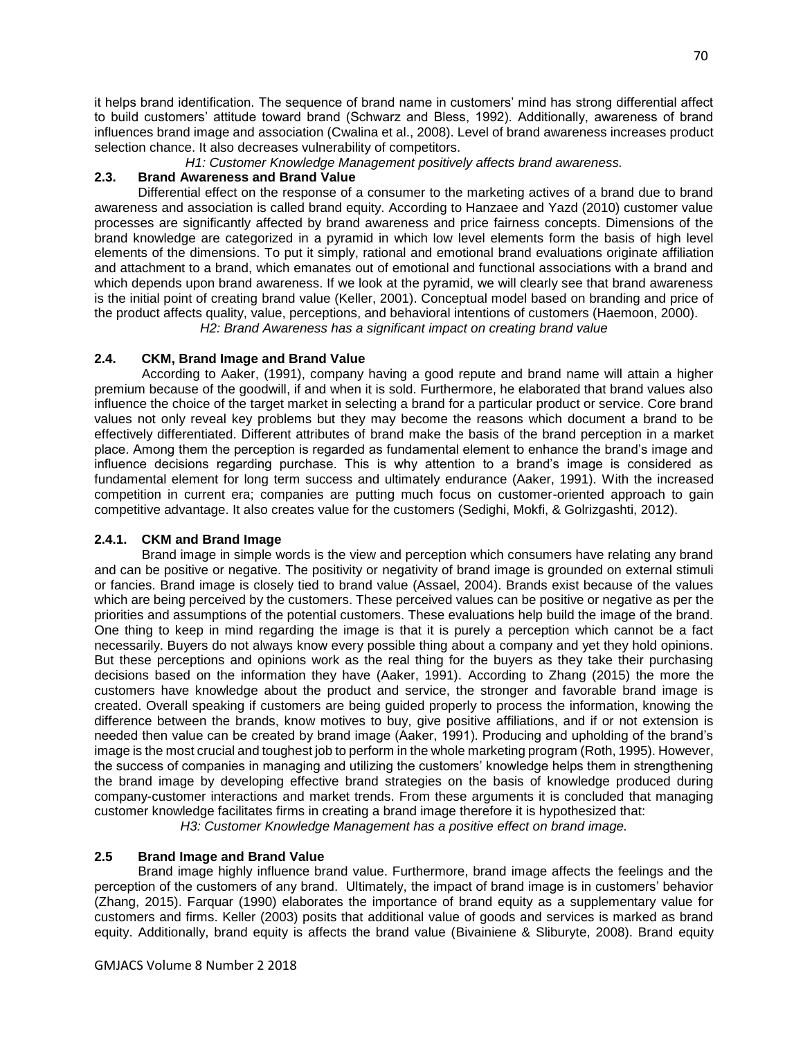it helps brand identification. The sequence of brand name in customers' mind has strong differential affect to build customers' attitude toward brand (Schwarz and Bless, 1992). Additionally, awareness of brand influences brand image and association (Cwalina et al., 2008). Level of brand awareness increases product selection chance. It also decreases vulnerability of competitors.

*H1: Customer Knowledge Management positively affects brand awareness.*

### 2.3. Brand Awareness and Brand Value

Differential effect on the response of a consumer to the marketing actives of a brand due to brand awareness and association is called brand equity. According to Hanzaee and Yazd (2010) customer value processes are significantly affected by brand awareness and price fairness concepts. Dimensions of the brand knowledge are categorized in a pyramid in which low level elements form the basis of high level elements of the dimensions. To put it simply, rational and emotional brand evaluations originate affiliation and attachment to a brand, which emanates out of emotional and functional associations with a brand and which depends upon brand awareness. If we look at the pyramid, we will clearly see that brand awareness is the initial point of creating brand value (Keller, 2001). Conceptual model based on branding and price of the product affects quality, value, perceptions, and behavioral intentions of customers (Haemoon, 2000).

*H2: Brand Awareness has a significant impact on creating brand value*

### 2.4. CKM, Brand Image and Brand Value

According to Aaker, (1991), company having a good repute and brand name will attain a higher premium because of the goodwill, if and when it is sold. Furthermore, he elaborated that brand values also influence the choice of the target market in selecting a brand for a particular product or service. Core brand values not only reveal key problems but they may become the reasons which document a brand to be effectively differentiated. Different attributes of brand make the basis of the brand perception in a market place. Among them the perception is regarded as fundamental element to enhance the brand's image and influence decisions regarding purchase. This is why attention to a brand's image is considered as fundamental element for long term success and ultimately endurance (Aaker, 1991). With the increased competition in current era; companies are putting much focus on customer-oriented approach to gain competitive advantage. It also creates value for the customers (Sedighi, Mokfi, & Golrizgashti, 2012).

#### 2.4.1. CKM and Brand Image

Brand image in simple words is the view and perception which consumers have relating any brand and can be positive or negative. The positivity or negativity of brand image is grounded on external stimuli or fancies. Brand image is closely tied to brand value (Assael, 2004). Brands exist because of the values which are being perceived by the customers. These perceived values can be positive or negative as per the priorities and assumptions of the potential customers. These evaluations help build the image of the brand. One thing to keep in mind regarding the image is that it is purely a perception which cannot be a fact necessarily. Buyers do not always know every possible thing about a company and yet they hold opinions. But these perceptions and opinions work as the real thing for the buyers as they take their purchasing decisions based on the information they have (Aaker, 1991). According to Zhang (2015) the more the customers have knowledge about the product and service, the stronger and favorable brand image is created. Overall speaking if customers are being guided properly to process the information, knowing the difference between the brands, know motives to buy, give positive affiliations, and if or not extension is needed then value can be created by brand image (Aaker, 1991). Producing and upholding of the brand's image is the most crucial and toughest job to perform in the whole marketing program (Roth, 1995). However, the success of companies in managing and utilizing the customers' knowledge helps them in strengthening the brand image by developing effective brand strategies on the basis of knowledge produced during company-customer interactions and market trends. From these arguments it is concluded that managing customer knowledge facilitates firms in creating a brand image therefore it is hypothesized that:

*H3: Customer Knowledge Management has a positive effect on brand image.*

### 2.5 Brand Image and Brand Value

Brand image highly influence brand value. Furthermore, brand image affects the feelings and the perception of the customers of any brand. Ultimately, the impact of brand image is in customers' behavior (Zhang, 2015). Farquar (1990) elaborates the importance of brand equity as a supplementary value for customers and firms. Keller (2003) posits that additional value of goods and services is marked as brand equity. Additionally, brand equity is affects the brand value (Bivainiene & Sliburyte, 2008). Brand equity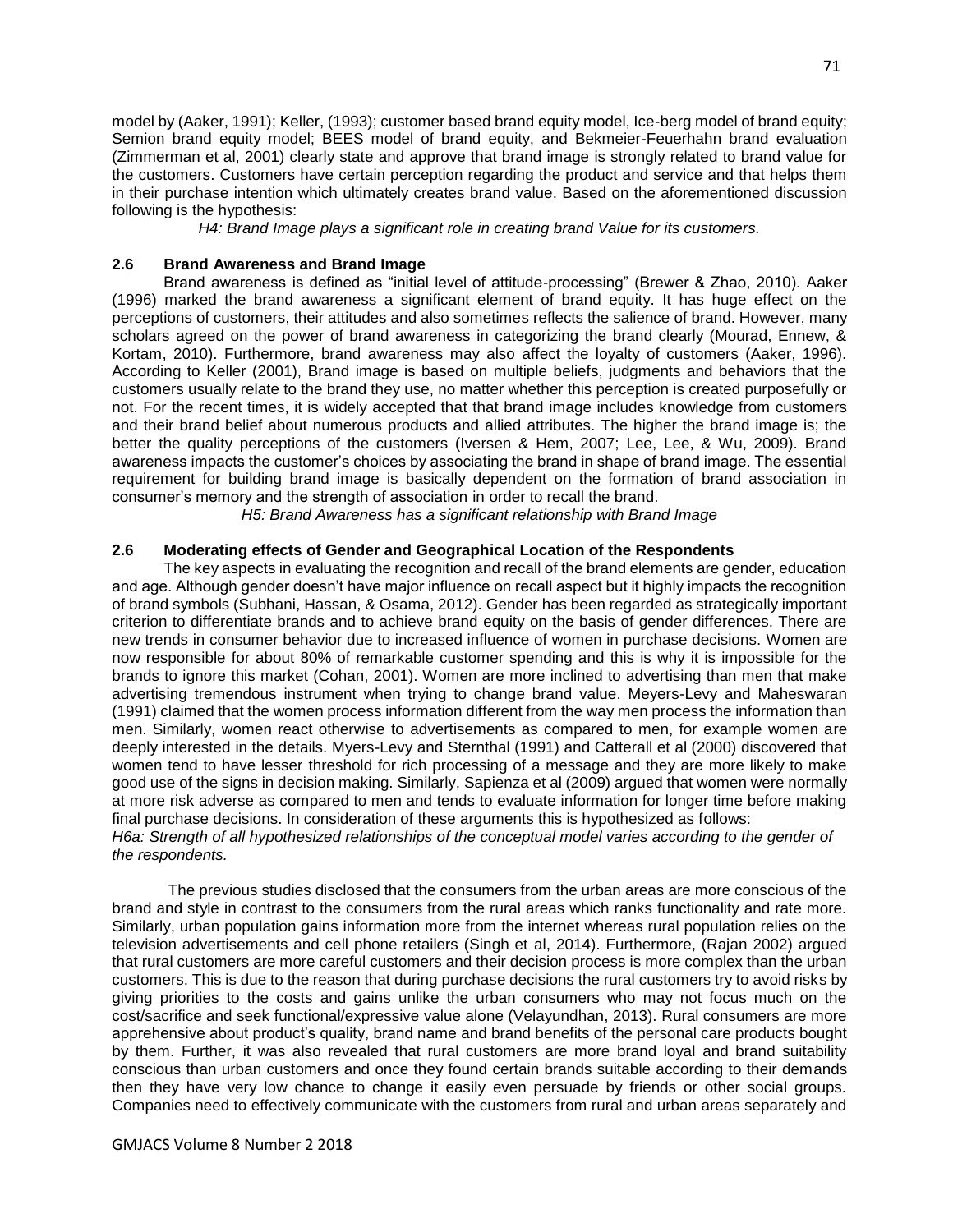model by (Aaker, 1991); Keller, (1993); customer based brand equity model, Ice-berg model of brand equity; Semion brand equity model; BEES model of brand equity, and Bekmeier-Feuerhahn brand evaluation (Zimmerman et al, 2001) clearly state and approve that brand image is strongly related to brand value for the customers. Customers have certain perception regarding the product and service and that helps them in their purchase intention which ultimately creates brand value. Based on the aforementioned discussion following is the hypothesis:

*H4: Brand Image plays a significant role in creating brand Value for its customers.*

## 2.6 Brand Awareness and Brand Image

Brand awareness is defined as "initial level of attitude-processing" (Brewer & Zhao, 2010). Aaker (1996) marked the brand awareness a significant element of brand equity. It has huge effect on the perceptions of customers, their attitudes and also sometimes reflects the salience of brand. However, many scholars agreed on the power of brand awareness in categorizing the brand clearly (Mourad, Ennew, & Kortam, 2010). Furthermore, brand awareness may also affect the loyalty of customers (Aaker, 1996). According to Keller (2001), Brand image is based on multiple beliefs, judgments and behaviors that the customers usually relate to the brand they use, no matter whether this perception is created purposefully or not. For the recent times, it is widely accepted that that brand image includes knowledge from customers and their brand belief about numerous products and allied attributes. The higher the brand image is; the better the quality perceptions of the customers (Iversen & Hem, 2007; Lee, Lee, & Wu, 2009). Brand awareness impacts the customer's choices by associating the brand in shape of brand image. The essential requirement for building brand image is basically dependent on the formation of brand association in consumer's memory and the strength of association in order to recall the brand.

*H5: Brand Awareness has a significant relationship with Brand Image*

## 2.6 Moderating effects of Gender and Geographical Location of the Respondents

The key aspects in evaluating the recognition and recall of the brand elements are gender, education and age. Although gender doesn't have major influence on recall aspect but it highly impacts the recognition of brand symbols (Subhani, Hassan, & Osama, 2012). Gender has been regarded as strategically important criterion to differentiate brands and to achieve brand equity on the basis of gender differences. There are new trends in consumer behavior due to increased influence of women in purchase decisions. Women are now responsible for about 80% of remarkable customer spending and this is why it is impossible for the brands to ignore this market (Cohan, 2001). Women are more inclined to advertising than men that make advertising tremendous instrument when trying to change brand value. Meyers-Levy and Maheswaran (1991) claimed that the women process information different from the way men process the information than men. Similarly, women react otherwise to advertisements as compared to men, for example women are deeply interested in the details. Myers-Levy and Sternthal (1991) and Catterall et al (2000) discovered that women tend to have lesser threshold for rich processing of a message and they are more likely to make good use of the signs in decision making. Similarly, Sapienza et al (2009) argued that women were normally at more risk adverse as compared to men and tends to evaluate information for longer time before making final purchase decisions. In consideration of these arguments this is hypothesized as follows:

*H6a: Strength of all hypothesized relationships of the conceptual model varies according to the gender of the respondents.*

The previous studies disclosed that the consumers from the urban areas are more conscious of the brand and style in contrast to the consumers from the rural areas which ranks functionality and rate more. Similarly, urban population gains information more from the internet whereas rural population relies on the television advertisements and cell phone retailers (Singh et al, 2014). Furthermore, (Rajan 2002) argued that rural customers are more careful customers and their decision process is more complex than the urban customers. This is due to the reason that during purchase decisions the rural customers try to avoid risks by giving priorities to the costs and gains unlike the urban consumers who may not focus much on the cost/sacrifice and seek functional/expressive value alone (Velayundhan, 2013). Rural consumers are more apprehensive about product's quality, brand name and brand benefits of the personal care products bought by them. Further, it was also revealed that rural customers are more brand loyal and brand suitability conscious than urban customers and once they found certain brands suitable according to their demands then they have very low chance to change it easily even persuade by friends or other social groups. Companies need to effectively communicate with the customers from rural and urban areas separately and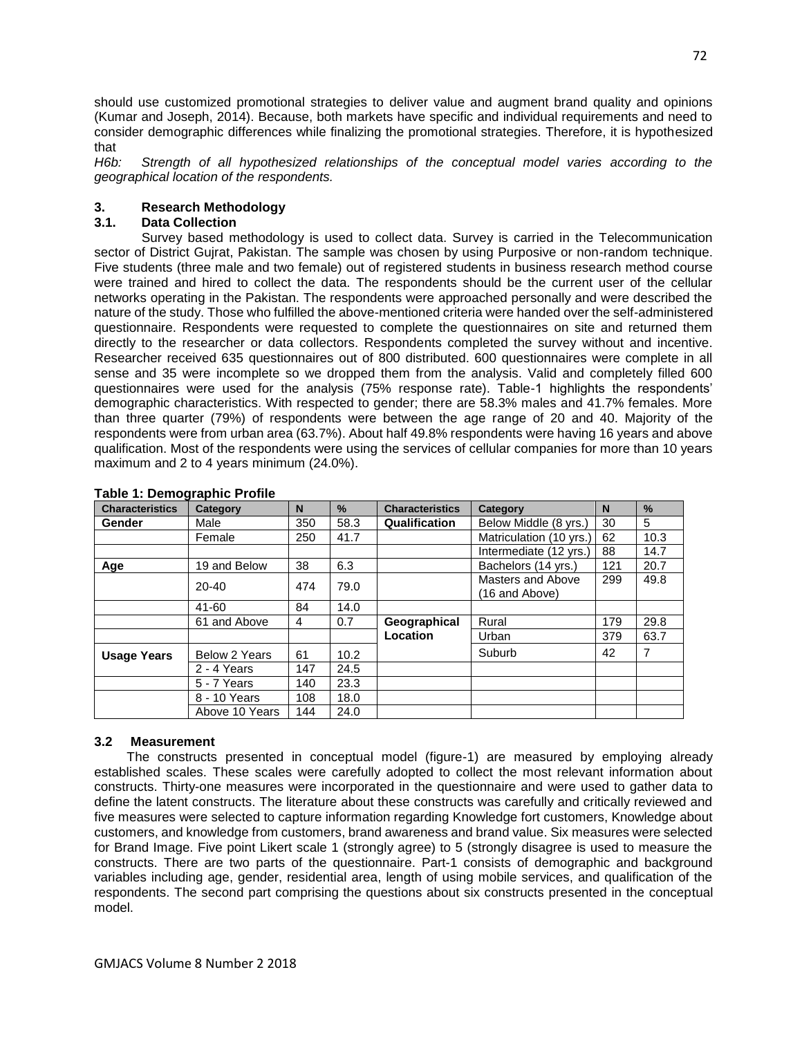should use customized promotional strategies to deliver value and augment brand quality and opinions (Kumar and Joseph, 2014). Because, both markets have specific and individual requirements and need to consider demographic differences while finalizing the promotional strategies. Therefore, it is hypothesized that

*H6b: Strength of all hypothesized relationships of the conceptual model varies according to the geographical location of the respondents.*

## 3. Research Methodology

### 3.1. Data Collection

Survey based methodology is used to collect data. Survey is carried in the Telecommunication sector of District Gujrat, Pakistan. The sample was chosen by using Purposive or non-random technique. Five students (three male and two female) out of registered students in business research method course were trained and hired to collect the data. The respondents should be the current user of the cellular networks operating in the Pakistan. The respondents were approached personally and were described the nature of the study. Those who fulfilled the above-mentioned criteria were handed over the self-administered questionnaire. Respondents were requested to complete the questionnaires on site and returned them directly to the researcher or data collectors. Respondents completed the survey without and incentive. Researcher received 635 questionnaires out of 800 distributed. 600 questionnaires were complete in all sense and 35 were incomplete so we dropped them from the analysis. Valid and completely filled 600 questionnaires were used for the analysis (75% response rate). Table-1 highlights the respondents' demographic characteristics. With respected to gender; there are 58.3% males and 41.7% females. More than three quarter (79%) of respondents were between the age range of 20 and 40. Majority of the respondents were from urban area (63.7%). About half 49.8% respondents were having 16 years and above qualification. Most of the respondents were using the services of cellular companies for more than 10 years maximum and 2 to 4 years minimum (24.0%).

**Table 1: Demographic Profile**

| Characteristics | Category | N | % | Characteristics | Category | N | % |
|---|---|---|---|---|---|---|---|
| **Gender** | Male | 350 | 58.3 | **Qualification** | Below Middle (8 yrs.) | 30 | 5 |
| | Female | 250 | 41.7 | | Matriculation (10 yrs.) | 62 | 10.3 |
| | | | | | Intermediate (12 yrs.) | 88 | 14.7 |
| **Age** | 19 and Below | 38 | 6.3 | | Bachelors (14 yrs.) | 121 | 20.7 |
| | 20-40 | 474 | 79.0 | | Masters and Above (16 and Above) | 299 | 49.8 |
| | 41-60 | 84 | 14.0 | | | | |
| | 61 and Above | 4 | 0.7 | **Geographical Location** | Rural | 179 | 29.8 |
| | | | | | Urban | 379 | 63.7 |
| **Usage Years** | Below 2 Years | 61 | 10.2 | | Suburb | 42 | 7 |
| | 2 - 4 Years | 147 | 24.5 | | | | |
| | 5 - 7 Years | 140 | 23.3 | | | | |
| | 8 - 10 Years | 108 | 18.0 | | | | |
| | Above 10 Years | 144 | 24.0 | | | | |

### 3.2 Measurement

The constructs presented in conceptual model (figure-1) are measured by employing already established scales. These scales were carefully adopted to collect the most relevant information about constructs. Thirty-one measures were incorporated in the questionnaire and were used to gather data to define the latent constructs. The literature about these constructs was carefully and critically reviewed and five measures were selected to capture information regarding Knowledge fort customers, Knowledge about customers, and knowledge from customers, brand awareness and brand value. Six measures were selected for Brand Image. Five point Likert scale 1 (strongly agree) to 5 (strongly disagree is used to measure the constructs. There are two parts of the questionnaire. Part-1 consists of demographic and background variables including age, gender, residential area, length of using mobile services, and qualification of the respondents. The second part comprising the questions about six constructs presented in the conceptual model.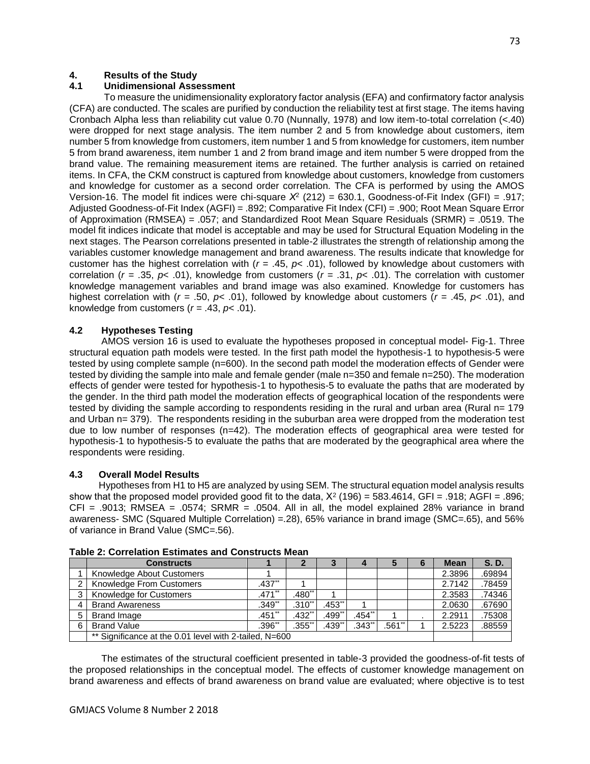## 4. Results of the Study

### 4.1 Unidimensional Assessment

To measure the unidimensionality exploratory factor analysis (EFA) and confirmatory factor analysis (CFA) are conducted. The scales are purified by conduction the reliability test at first stage. The items having Cronbach Alpha less than reliability cut value 0.70 (Nunnally, 1978) and low item-to-total correlation (<.40) were dropped for next stage analysis. The item number 2 and 5 from knowledge about customers, item number 5 from knowledge from customers, item number 1 and 5 from knowledge for customers, item number 5 from brand awareness, item number 1 and 2 from brand image and item number 5 were dropped from the brand value. The remaining measurement items are retained. The further analysis is carried on retained items. In CFA, the CKM construct is captured from knowledge about customers, knowledge from customers and knowledge for customer as a second order correlation. The CFA is performed by using the AMOS Version-16. The model fit indices were chi-square $X^2$ (212) = 630.1, Goodness-of-Fit Index (GFI) = .917; Adjusted Goodness-of-Fit Index (AGFI) = .892; Comparative Fit Index (CFI) = .900; Root Mean Square Error of Approximation (RMSEA) = .057; and Standardized Root Mean Square Residuals (SRMR) = .0519. The model fit indices indicate that model is acceptable and may be used for Structural Equation Modeling in the next stages. The Pearson correlations presented in table-2 illustrates the strength of relationship among the variables customer knowledge management and brand awareness. The results indicate that knowledge for customer has the highest correlation with ($r$ = .45, $p$< .01), followed by knowledge about customers with correlation ($r$ = .35, $p$< .01), knowledge from customers ($r$ = .31, $p$< .01). The correlation with customer knowledge management variables and brand image was also examined. Knowledge for customers has highest correlation with ($r$ = .50, $p$< .01), followed by knowledge about customers ($r$ = .45, $p$< .01), and knowledge from customers ($r$ = .43, $p$< .01).

### 4.2 Hypotheses Testing

AMOS version 16 is used to evaluate the hypotheses proposed in conceptual model- Fig-1. Three structural equation path models were tested. In the first path model the hypothesis-1 to hypothesis-5 were tested by using complete sample (n=600). In the second path model the moderation effects of Gender were tested by dividing the sample into male and female gender (male n=350 and female n=250). The moderation effects of gender were tested for hypothesis-1 to hypothesis-5 to evaluate the paths that are moderated by the gender. In the third path model the moderation effects of geographical location of the respondents were tested by dividing the sample according to respondents residing in the rural and urban area (Rural n= 179 and Urban n= 379). The respondents residing in the suburban area were dropped from the moderation test due to low number of responses (n=42). The moderation effects of geographical area were tested for hypothesis-1 to hypothesis-5 to evaluate the paths that are moderated by the geographical area where the respondents were residing.

### 4.3 Overall Model Results

Hypotheses from H1 to H5 are analyzed by using SEM. The structural equation model analysis results show that the proposed model provided good fit to the data, $X^2$ (196) = 583.4614, GFI = .918; AGFI = .896; CFI = .9013; RMSEA = .0574; SRMR = .0504. All in all, the model explained 28% variance in brand awareness- SMC (Squared Multiple Correlation) =.28), 65% variance in brand image (SMC=.65), and 56% of variance in Brand Value (SMC=.56).

**Table 2: Correlation Estimates and Constructs Mean**

| | Constructs | 1 | 2 | 3 | 4 | 5 | 6 | Mean | S. D. |
|---|---|---|---|---|---|---|---|---|---|
| 1 | Knowledge About Customers | 1 | | | | | | 2.3896 | .69894 |
| 2 | Knowledge From Customers | .437** | 1 | | | | | 2.7142 | .78459 |
| 3 | Knowledge for Customers | .471** | .480** | 1 | | | | 2.3583 | .74346 |
| 4 | Brand Awareness | .349** | .310** | .453** | 1 | | | 2.0630 | .67690 |
| 5 | Brand Image | .451** | .432** | .499** | .454** | 1 | . | 2.2911 | .75308 |
| 6 | Brand Value | .396** | .355** | .439** | .343** | .561** | 1 | 2.5223 | .88559 |
| | ** Significance at the 0.01 level with 2-tailed, N=600 | | | | | | | | |

The estimates of the structural coefficient presented in table-3 provided the goodness-of-fit tests of the proposed relationships in the conceptual model. The effects of customer knowledge management on brand awareness and effects of brand awareness on brand value are evaluated; where objective is to test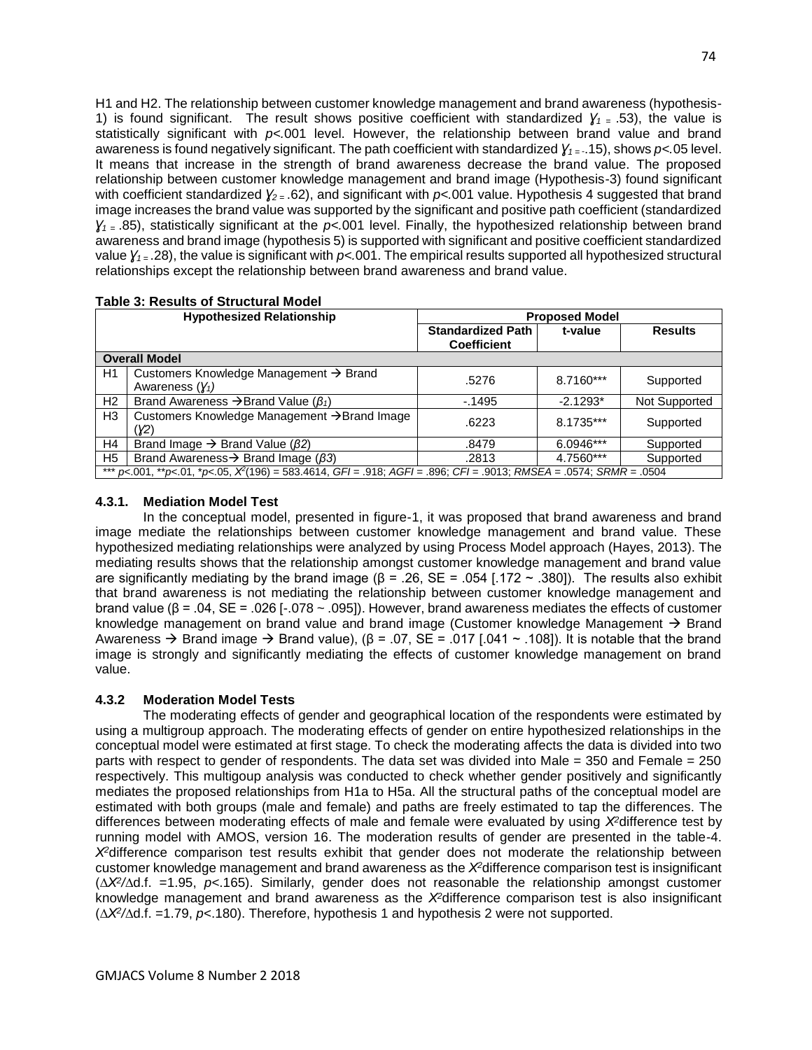H1 and H2. The relationship between customer knowledge management and brand awareness (hypothesis-1) is found significant. The result shows positive coefficient with standardized $\gamma_1 = .53$), the value is statistically significant with $p<.001$ level. However, the relationship between brand value and brand awareness is found negatively significant. The path coefficient with standardized $\gamma_1 = -.15$), shows $p<.05$ level. It means that increase in the strength of brand awareness decrease the brand value. The proposed relationship between customer knowledge management and brand image (Hypothesis-3) found significant with coefficient standardized $\gamma_2 = .62$), and significant with $p<.001$ value. Hypothesis 4 suggested that brand image increases the brand value was supported by the significant and positive path coefficient (standardized $\gamma_1 = .85$), statistically significant at the $p<.001$ level. Finally, the hypothesized relationship between brand awareness and brand image (hypothesis 5) is supported with significant and positive coefficient standardized value $\gamma_1 = .28$), the value is significant with $p<.001$. The empirical results supported all hypothesized structural relationships except the relationship between brand awareness and brand value.

**Table 3: Results of Structural Model**

| Hypothesized Relationship | | Proposed Model | | |
|---|---|---|---|---|
| | | Standardized Path Coefficient | t-value | Results |
| **Overall Model** | | | | |
| H1 | Customers Knowledge Management → Brand Awareness ($\gamma_1$) | .5276 | 8.7160*** | Supported |
| H2 | Brand Awareness → Brand Value ($\beta_1$) | -.1495 | -2.1293* | Not Supported |
| H3 | Customers Knowledge Management → Brand Image ($\gamma_2$) | .6223 | 8.1735*** | Supported |
| H4 | Brand Image → Brand Value ($\beta_2$) | .8479 | 6.0946*** | Supported |
| H5 | Brand Awareness → Brand Image ($\beta_3$) | .2813 | 4.7560*** | Supported |

*** $p<.001$, ** $p<.01$, * $p<.05$, $X^2(196) = 583.4614$, *GFI* = .918; *AGFI* = .896; *CFI* = .9013; *RMSEA* = .0574; *SRMR* = .0504

### 4.3.1. Mediation Model Test

In the conceptual model, presented in figure-1, it was proposed that brand awareness and brand image mediate the relationships between customer knowledge management and brand value. These hypothesized mediating relationships were analyzed by using Process Model approach (Hayes, 2013). The mediating results shows that the relationship amongst customer knowledge management and brand value are significantly mediating by the brand image ($\beta = .26$, SE = .054 [.172 ~ .380]). The results also exhibit that brand awareness is not mediating the relationship between customer knowledge management and brand value ($\beta = .04$, SE = .026 [-.078 ~ .095]). However, brand awareness mediates the effects of customer knowledge management on brand value and brand image (Customer knowledge Management → Brand Awareness → Brand image → Brand value), ($\beta = .07$, SE = .017 [.041 ~ .108]). It is notable that the brand image is strongly and significantly mediating the effects of customer knowledge management on brand value.

### 4.3.2 Moderation Model Tests

The moderating effects of gender and geographical location of the respondents were estimated by using a multigroup approach. The moderating effects of gender on entire hypothesized relationships in the conceptual model were estimated at first stage. To check the moderating affects the data is divided into two parts with respect to gender of respondents. The data set was divided into Male = 350 and Female = 250 respectively. This multigoup analysis was conducted to check whether gender positively and significantly mediates the proposed relationships from H1a to H5a. All the structural paths of the conceptual model are estimated with both groups (male and female) and paths are freely estimated to tap the differences. The differences between moderating effects of male and female were evaluated by using $X^2$difference test by running model with AMOS, version 16. The moderation results of gender are presented in the table-4. $X^2$difference comparison test results exhibit that gender does not moderate the relationship between customer knowledge management and brand awareness as the $X^2$difference comparison test is insignificant ($\Delta X^2/\Delta$d.f. =1.95, $p<.165$). Similarly, gender does not reasonable the relationship amongst customer knowledge management and brand awareness as the $X^2$difference comparison test is also insignificant ($\Delta X^2/\Delta$d.f. =1.79, $p<.180$). Therefore, hypothesis 1 and hypothesis 2 were not supported.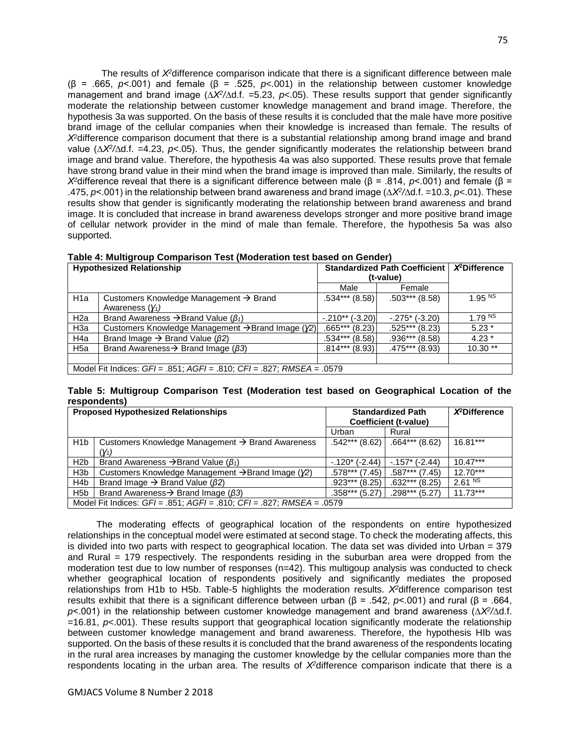The results of $X^2$difference comparison indicate that there is a significant difference between male (β = .665, $p$<.001) and female (β = .525, $p$<.001) in the relationship between customer knowledge management and brand image ($\Delta X^2/\Delta$d.f. =5.23, $p$<.05). These results support that gender significantly moderate the relationship between customer knowledge management and brand image. Therefore, the hypothesis 3a was supported. On the basis of these results it is concluded that the male have more positive brand image of the cellular companies when their knowledge is increased than female. The results of $X^2$difference comparison document that there is a substantial relationship among brand image and brand value ($\Delta X^2/\Delta$d.f. =4.23, $p$<.05). Thus, the gender significantly moderates the relationship between brand image and brand value. Therefore, the hypothesis 4a was also supported. These results prove that female have strong brand value in their mind when the brand image is improved than male. Similarly, the results of $X^2$difference reveal that there is a significant difference between male (β = .814, $p$<.001) and female (β = .475, $p$<.001) in the relationship between brand awareness and brand image ($\Delta X^2/\Delta$d.f. =10.3, $p$<.01). These results show that gender is significantly moderating the relationship between brand awareness and brand image. It is concluded that increase in brand awareness develops stronger and more positive brand image of cellular network provider in the mind of male than female. Therefore, the hypothesis 5a was also supported.

**Table 4: Multigroup Comparison Test (Moderation test based on Gender)**

| Hypothesized Relationship | | Standardized Path Coefficient (t-value) | | $X^2$Difference |
|---|---|---|---|---|
| | | Male | Female | |
| H1a | Customers Knowledge Management → Brand Awareness ($\gamma_1$) | .534*** (8.58) | .503*** (8.58) | 1.95 $^{NS}$ |
| H2a | Brand Awareness →Brand Value ($\beta_1$) | -.210** (-3.20) | -.275* (-3.20) | 1.79 $^{NS}$ |
| H3a | Customers Knowledge Management →Brand Image ($\gamma 2$) | .665*** (8.23) | .525*** (8.23) | 5.23 * |
| H4a | Brand Image → Brand Value ($\beta 2$) | .534*** (8.58) | .936*** (8.58) | 4.23 * |
| H5a | Brand Awareness→ Brand Image ($\beta 3$) | .814*** (8.93) | .475*** (8.93) | 10.30 ** |
| | | | | |
| Model Fit Indices: *GFI* = .851; *AGFI* = .810; *CFI* = .827; *RMSEA* = .0579 | | | | |

**Table 5: Multigroup Comparison Test (Moderation test based on Geographical Location of the respondents)**

| Proposed Hypothesized Relationships | | Standardized Path Coefficient (t-value) | | $X^2$Difference |
|---|---|---|---|---|
| | | Urban | Rural | |
| H1b | Customers Knowledge Management → Brand Awareness ($\gamma_1$) | .542*** (8.62) | .664*** (8.62) | 16.81*** |
| H2b | Brand Awareness →Brand Value ($\beta_1$) | -.120* (-2.44) | -.157* (-2.44) | 10.47*** |
| H3b | Customers Knowledge Management →Brand Image ($\gamma 2$) | .578*** (7.45) | .587*** (7.45) | 12.70*** |
| H4b | Brand Image → Brand Value ($\beta 2$) | .923*** (8.25) | .632*** (8.25) | 2.61 $^{NS}$ |
| H5b | Brand Awareness→ Brand Image ($\beta 3$) | .358*** (5.27) | .298*** (5.27) | 11.73*** |
| Model Fit Indices: *GFI* = .851; *AGFI* = .810; *CFI* = .827; *RMSEA* = .0579 | | | | |

The moderating effects of geographical location of the respondents on entire hypothesized relationships in the conceptual model were estimated at second stage. To check the moderating affects, this is divided into two parts with respect to geographical location. The data set was divided into Urban = 379 and Rural = 179 respectively. The respondents residing in the suburban area were dropped from the moderation test due to low number of responses (n=42). This multigoup analysis was conducted to check whether geographical location of respondents positively and significantly mediates the proposed relationships from H1b to H5b. Table-5 highlights the moderation results. $X^2$difference comparison test results exhibit that there is a significant difference between urban (β = .542, $p$<.001) and rural (β = .664, $p$<.001) in the relationship between customer knowledge management and brand awareness ($\Delta X^2/\Delta$d.f. =16.81, $p$<.001). These results support that geographical location significantly moderate the relationship between customer knowledge management and brand awareness. Therefore, the hypothesis HIb was supported. On the basis of these results it is concluded that the brand awareness of the respondents locating in the rural area increases by managing the customer knowledge by the cellular companies more than the respondents locating in the urban area. The results of $X^2$difference comparison indicate that there is a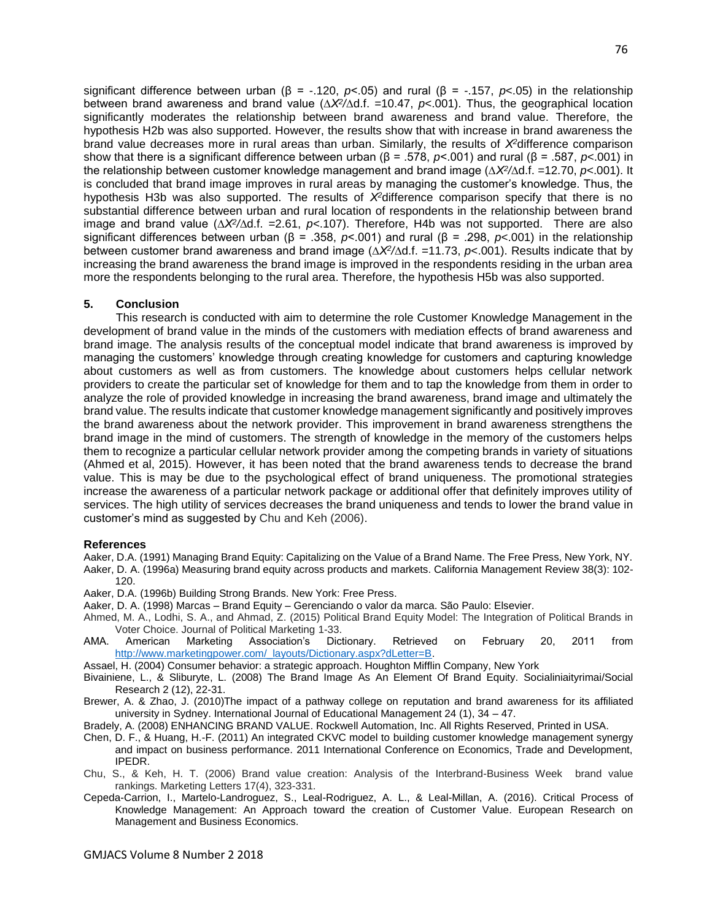significant difference between urban ($\beta$ = -.120, $p$<.05) and rural ($\beta$ = -.157, $p$<.05) in the relationship between brand awareness and brand value ($\Delta X^2/\Delta$d.f. =10.47, $p$<.001). Thus, the geographical location significantly moderates the relationship between brand awareness and brand value. Therefore, the hypothesis H2b was also supported. However, the results show that with increase in brand awareness the brand value decreases more in rural areas than urban. Similarly, the results of $X^2$difference comparison show that there is a significant difference between urban ($\beta$ = .578, $p$<.001) and rural ($\beta$ = .587, $p$<.001) in the relationship between customer knowledge management and brand image ($\Delta X^2/\Delta$d.f. =12.70, $p$<.001). It is concluded that brand image improves in rural areas by managing the customer's knowledge. Thus, the hypothesis H3b was also supported. The results of $X^2$difference comparison specify that there is no substantial difference between urban and rural location of respondents in the relationship between brand image and brand value ($\Delta X^2/\Delta$d.f. =2.61, $p$<.107). Therefore, H4b was not supported. There are also significant differences between urban ($\beta$ = .358, $p$<.001) and rural ($\beta$ = .298, $p$<.001) in the relationship between customer brand awareness and brand image ($\Delta X^2/\Delta$d.f. =11.73, $p$<.001). Results indicate that by increasing the brand awareness the brand image is improved in the respondents residing in the urban area more the respondents belonging to the rural area. Therefore, the hypothesis H5b was also supported.

## 5. Conclusion

This research is conducted with aim to determine the role Customer Knowledge Management in the development of brand value in the minds of the customers with mediation effects of brand awareness and brand image. The analysis results of the conceptual model indicate that brand awareness is improved by managing the customers' knowledge through creating knowledge for customers and capturing knowledge about customers as well as from customers. The knowledge about customers helps cellular network providers to create the particular set of knowledge for them and to tap the knowledge from them in order to analyze the role of provided knowledge in increasing the brand awareness, brand image and ultimately the brand value. The results indicate that customer knowledge management significantly and positively improves the brand awareness about the network provider. This improvement in brand awareness strengthens the brand image in the mind of customers. The strength of knowledge in the memory of the customers helps them to recognize a particular cellular network provider among the competing brands in variety of situations (Ahmed et al, 2015). However, it has been noted that the brand awareness tends to decrease the brand value. This is may be due to the psychological effect of brand uniqueness. The promotional strategies increase the awareness of a particular network package or additional offer that definitely improves utility of services. The high utility of services decreases the brand uniqueness and tends to lower the brand value in customer's mind as suggested by Chu and Keh (2006).

### References

Aaker, D.A. (1991) Managing Brand Equity: Capitalizing on the Value of a Brand Name. The Free Press, New York, NY.

Aaker, D. A. (1996a) Measuring brand equity across products and markets. California Management Review 38(3): 102-120.

Aaker, D.A. (1996b) Building Strong Brands. New York: Free Press.

Aaker, D. A. (1998) Marcas – Brand Equity – Gerenciando o valor da marca. São Paulo: Elsevier.

Ahmed, M. A., Lodhi, S. A., and Ahmad, Z. (2015) Political Brand Equity Model: The Integration of Political Brands in Voter Choice. Journal of Political Marketing 1-33.

AMA. American Marketing Association's Dictionary. Retrieved on February 20, 2011 from http://www.marketingpower.com/_layouts/Dictionary.aspx?dLetter=B.

Assael, H. (2004) Consumer behavior: a strategic approach. Houghton Mifflin Company, New York

Bivainiene, L., & Sliburyte, L. (2008) The Brand Image As An Element Of Brand Equity. Socialiniaityrimai/Social Research 2 (12), 22-31.

Brewer, A. & Zhao, J. (2010)The impact of a pathway college on reputation and brand awareness for its affiliated university in Sydney. International Journal of Educational Management 24 (1), 34 – 47.

Bradely, A. (2008) ENHANCING BRAND VALUE. Rockwell Automation, Inc. All Rights Reserved, Printed in USA.

Chen, D. F., & Huang, H.-F. (2011) An integrated CKVC model to building customer knowledge management synergy and impact on business performance. 2011 International Conference on Economics, Trade and Development, IPEDR.

Chu, S., & Keh, H. T. (2006) Brand value creation: Analysis of the Interbrand-Business Week brand value rankings. Marketing Letters 17(4), 323-331.

Cepeda-Carrion, I., Martelo-Landroguez, S., Leal-Rodriguez, A. L., & Leal-Millan, A. (2016). Critical Process of Knowledge Management: An Approach toward the creation of Customer Value. European Research on Management and Business Economics.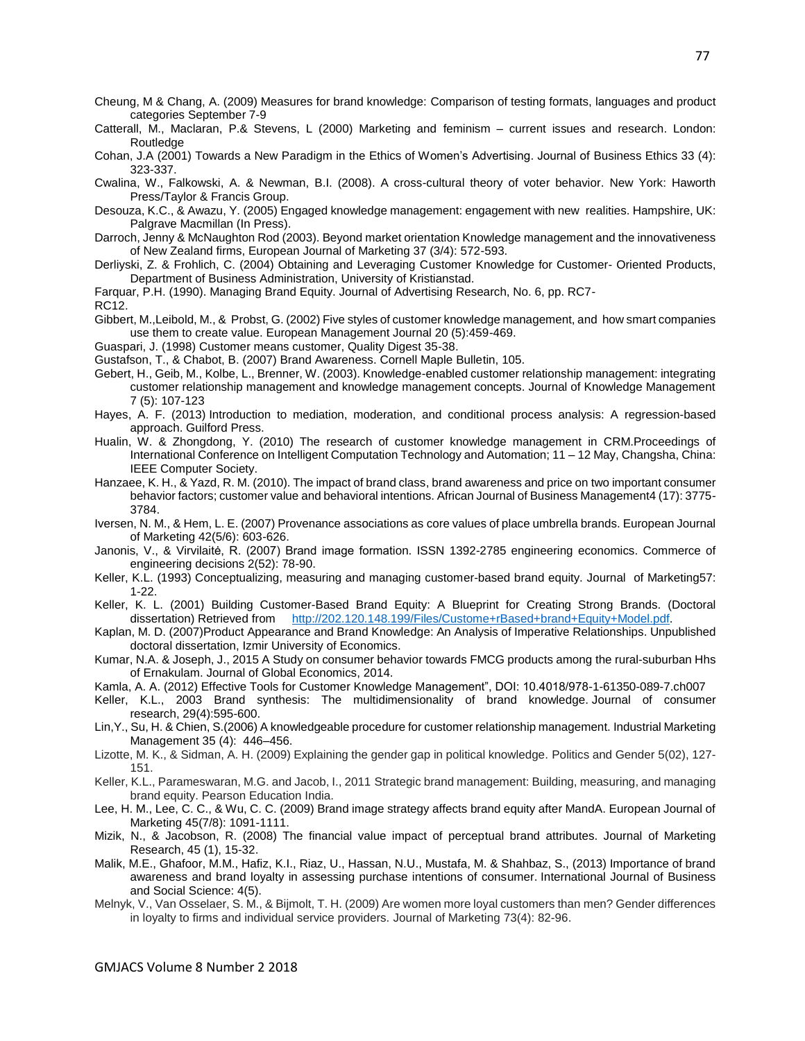Cheung, M & Chang, A. (2009) Measures for brand knowledge: Comparison of testing formats, languages and product categories September 7-9

Catterall, M., Maclaran, P.& Stevens, L (2000) Marketing and feminism – current issues and research. London: Routledge

Cohan, J.A (2001) Towards a New Paradigm in the Ethics of Women's Advertising. Journal of Business Ethics 33 (4): 323-337.

Cwalina, W., Falkowski, A. & Newman, B.I. (2008). A cross-cultural theory of voter behavior. New York: Haworth Press/Taylor & Francis Group.

Desouza, K.C., & Awazu, Y. (2005) Engaged knowledge management: engagement with new realities. Hampshire, UK: Palgrave Macmillan (In Press).

Darroch, Jenny & McNaughton Rod (2003). Beyond market orientation Knowledge management and the innovativeness of New Zealand firms, European Journal of Marketing 37 (3/4): 572-593.

Derliyski, Z. & Frohlich, C. (2004) Obtaining and Leveraging Customer Knowledge for Customer- Oriented Products, Department of Business Administration, University of Kristianstad.

Farquar, P.H. (1990). Managing Brand Equity. Journal of Advertising Research, No. 6, pp. RC7-RC12.

Gibbert, M.,Leibold, M., & Probst, G. (2002) Five styles of customer knowledge management, and how smart companies use them to create value. European Management Journal 20 (5):459-469.

Guaspari, J. (1998) Customer means customer, Quality Digest 35-38.

Gustafson, T., & Chabot, B. (2007) Brand Awareness. Cornell Maple Bulletin, 105.

Gebert, H., Geib, M., Kolbe, L., Brenner, W. (2003). Knowledge-enabled customer relationship management: integrating customer relationship management and knowledge management concepts. Journal of Knowledge Management 7 (5): 107-123

Hayes, A. F. (2013) Introduction to mediation, moderation, and conditional process analysis: A regression-based approach. Guilford Press.

Hualin, W. & Zhongdong, Y. (2010) The research of customer knowledge management in CRM.Proceedings of International Conference on Intelligent Computation Technology and Automation; 11 – 12 May, Changsha, China: IEEE Computer Society.

Hanzaee, K. H., & Yazd, R. M. (2010). The impact of brand class, brand awareness and price on two important consumer behavior factors; customer value and behavioral intentions. African Journal of Business Management4 (17): 3775-3784.

Iversen, N. M., & Hem, L. E. (2007) Provenance associations as core values of place umbrella brands. European Journal of Marketing 42(5/6): 603-626.

Janonis, V., & Virvilaitė, R. (2007) Brand image formation. ISSN 1392-2785 engineering economics. Commerce of engineering decisions 2(52): 78-90.

Keller, K.L. (1993) Conceptualizing, measuring and managing customer-based brand equity. Journal of Marketing57: 1-22.

Keller, K. L. (2001) Building Customer-Based Brand Equity: A Blueprint for Creating Strong Brands. (Doctoral dissertation) Retrieved from http://202.120.148.199/Files/Custome+rBased+brand+Equity+Model.pdf.

Kaplan, M. D. (2007)Product Appearance and Brand Knowledge: An Analysis of Imperative Relationships. Unpublished doctoral dissertation, Izmir University of Economics.

Kumar, N.A. & Joseph, J., 2015 A Study on consumer behavior towards FMCG products among the rural-suburban Hhs of Ernakulam. Journal of Global Economics, 2014.

Kamla, A. A. (2012) Effective Tools for Customer Knowledge Management", DOI: 10.4018/978-1-61350-089-7.ch007

Keller, K.L., 2003 Brand synthesis: The multidimensionality of brand knowledge. Journal of consumer research, 29(4):595-600.

Lin,Y., Su, H. & Chien, S.(2006) A knowledgeable procedure for customer relationship management. Industrial Marketing Management 35 (4): 446–456.

Lizotte, M. K., & Sidman, A. H. (2009) Explaining the gender gap in political knowledge. Politics and Gender 5(02), 127-151.

Keller, K.L., Parameswaran, M.G. and Jacob, I., 2011 Strategic brand management: Building, measuring, and managing brand equity. Pearson Education India.

Lee, H. M., Lee, C. C., & Wu, C. C. (2009) Brand image strategy affects brand equity after MandA. European Journal of Marketing 45(7/8): 1091-1111.

Mizik, N., & Jacobson, R. (2008) The financial value impact of perceptual brand attributes. Journal of Marketing Research, 45 (1), 15-32.

Malik, M.E., Ghafoor, M.M., Hafiz, K.I., Riaz, U., Hassan, N.U., Mustafa, M. & Shahbaz, S., (2013) Importance of brand awareness and brand loyalty in assessing purchase intentions of consumer. International Journal of Business and Social Science: 4(5).

Melnyk, V., Van Osselaer, S. M., & Bijmolt, T. H. (2009) Are women more loyal customers than men? Gender differences in loyalty to firms and individual service providers. Journal of Marketing 73(4): 82-96.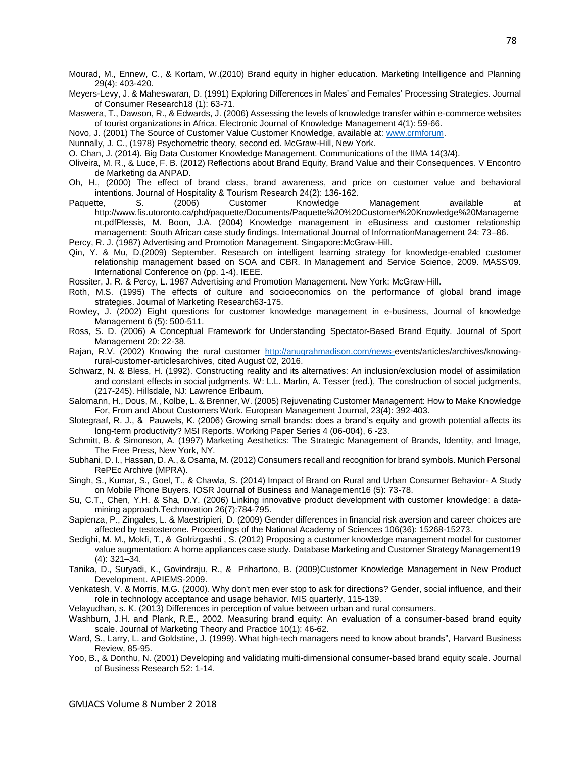Mourad, M., Ennew, C., & Kortam, W.(2010) Brand equity in higher education. Marketing Intelligence and Planning 29(4): 403-420.

Meyers-Levy, J. & Maheswaran, D. (1991) Exploring Differences in Males' and Females' Processing Strategies. Journal of Consumer Research18 (1): 63-71.

Maswera, T., Dawson, R., & Edwards, J. (2006) Assessing the levels of knowledge transfer within e-commerce websites of tourist organizations in Africa. Electronic Journal of Knowledge Management 4(1): 59-66.

Novo, J. (2001) The Source of Customer Value Customer Knowledge, available at: www.crmforum.

Nunnally, J. C., (1978) Psychometric theory, second ed. McGraw-Hill, New York.

O. Chan, J. (2014). Big Data Customer Knowledge Management. Communications of the IIMA 14(3/4).

Oliveira, M. R., & Luce, F. B. (2012) Reflections about Brand Equity, Brand Value and their Consequences. V Encontro de Marketing da ANPAD.

Oh, H., (2000) The effect of brand class, brand awareness, and price on customer value and behavioral intentions. Journal of Hospitality & Tourism Research 24(2): 136-162.

Paquette, S. (2006) Customer Knowledge Management available at http://www.fis.utoronto.ca/phd/paquette/Documents/Paquette%20%20Customer%20Knowledge%20Management.pdfPlessis, M. Boon, J.A. (2004) Knowledge management in eBusiness and customer relationship management: South African case study findings. International Journal of InformationManagement 24: 73–86.

Percy, R. J. (1987) Advertising and Promotion Management. Singapore:McGraw-Hill.

Qin, Y. & Mu, D.(2009) September. Research on intelligent learning strategy for knowledge-enabled customer relationship management based on SOA and CBR. In Management and Service Science, 2009. MASS'09. International Conference on (pp. 1-4). IEEE.

Rossiter, J. R. & Percy, L. 1987 Advertising and Promotion Management. New York: McGraw-Hill.

Roth, M.S. (1995) The effects of culture and socioeconomics on the performance of global brand image strategies. Journal of Marketing Research63-175.

Rowley, J. (2002) Eight questions for customer knowledge management in e-business, Journal of knowledge Management 6 (5): 500-511.

Ross, S. D. (2006) A Conceptual Framework for Understanding Spectator-Based Brand Equity. Journal of Sport Management 20: 22-38.

Rajan, R.V. (2002) Knowing the rural customer http://anugrahmadison.com/news-events/articles/archives/knowing-rural-customer-articlesarchives, cited August 02, 2016.

Schwarz, N. & Bless, H. (1992). Constructing reality and its alternatives: An inclusion/exclusion model of assimilation and constant effects in social judgments. W: L.L. Martin, A. Tesser (red.), The construction of social judgments, (217-245). Hillsdale, NJ: Lawrence Erlbaum.

Salomann, H., Dous, M., Kolbe, L. & Brenner, W. (2005) Rejuvenating Customer Management: How to Make Knowledge For, From and About Customers Work. European Management Journal, 23(4): 392-403.

Slotegraaf, R. J., & Pauwels, K. (2006) Growing small brands: does a brand's equity and growth potential affects its long-term productivity? MSI Reports. Working Paper Series 4 (06-004), 6 -23.

Schmitt, B. & Simonson, A. (1997) Marketing Aesthetics: The Strategic Management of Brands, Identity, and Image, The Free Press, New York, NY.

Subhani, D. I., Hassan, D. A., & Osama, M. (2012) Consumers recall and recognition for brand symbols. Munich Personal RePEc Archive (MPRA).

Singh, S., Kumar, S., Goel, T., & Chawla, S. (2014) Impact of Brand on Rural and Urban Consumer Behavior- A Study on Mobile Phone Buyers. IOSR Journal of Business and Management16 (5): 73-78.

Su, C.T., Chen, Y.H. & Sha, D.Y. (2006) Linking innovative product development with customer knowledge: a data-mining approach.Technovation 26(7):784-795.

Sapienza, P., Zingales, L. & Maestripieri, D. (2009) Gender differences in financial risk aversion and career choices are affected by testosterone. Proceedings of the National Academy of Sciences 106(36): 15268-15273.

Sedighi, M. M., Mokfi, T., & Golrizgashti , S. (2012) Proposing a customer knowledge management model for customer value augmentation: A home appliances case study. Database Marketing and Customer Strategy Management19 (4): 321–34.

Tanika, D., Suryadi, K., Govindraju, R., & Prihartono, B. (2009)Customer Knowledge Management in New Product Development. APIEMS-2009.

Venkatesh, V. & Morris, M.G. (2000). Why don't men ever stop to ask for directions? Gender, social influence, and their role in technology acceptance and usage behavior. MIS quarterly, 115-139.

Velayudhan, s. K. (2013) Differences in perception of value between urban and rural consumers.

Washburn, J.H. and Plank, R.E., 2002. Measuring brand equity: An evaluation of a consumer-based brand equity scale. Journal of Marketing Theory and Practice 10(1): 46-62.

Ward, S., Larry, L. and Goldstine, J. (1999). What high-tech managers need to know about brands", Harvard Business Review, 85-95.

Yoo, B., & Donthu, N. (2001) Developing and validating multi-dimensional consumer-based brand equity scale. Journal of Business Research 52: 1-14.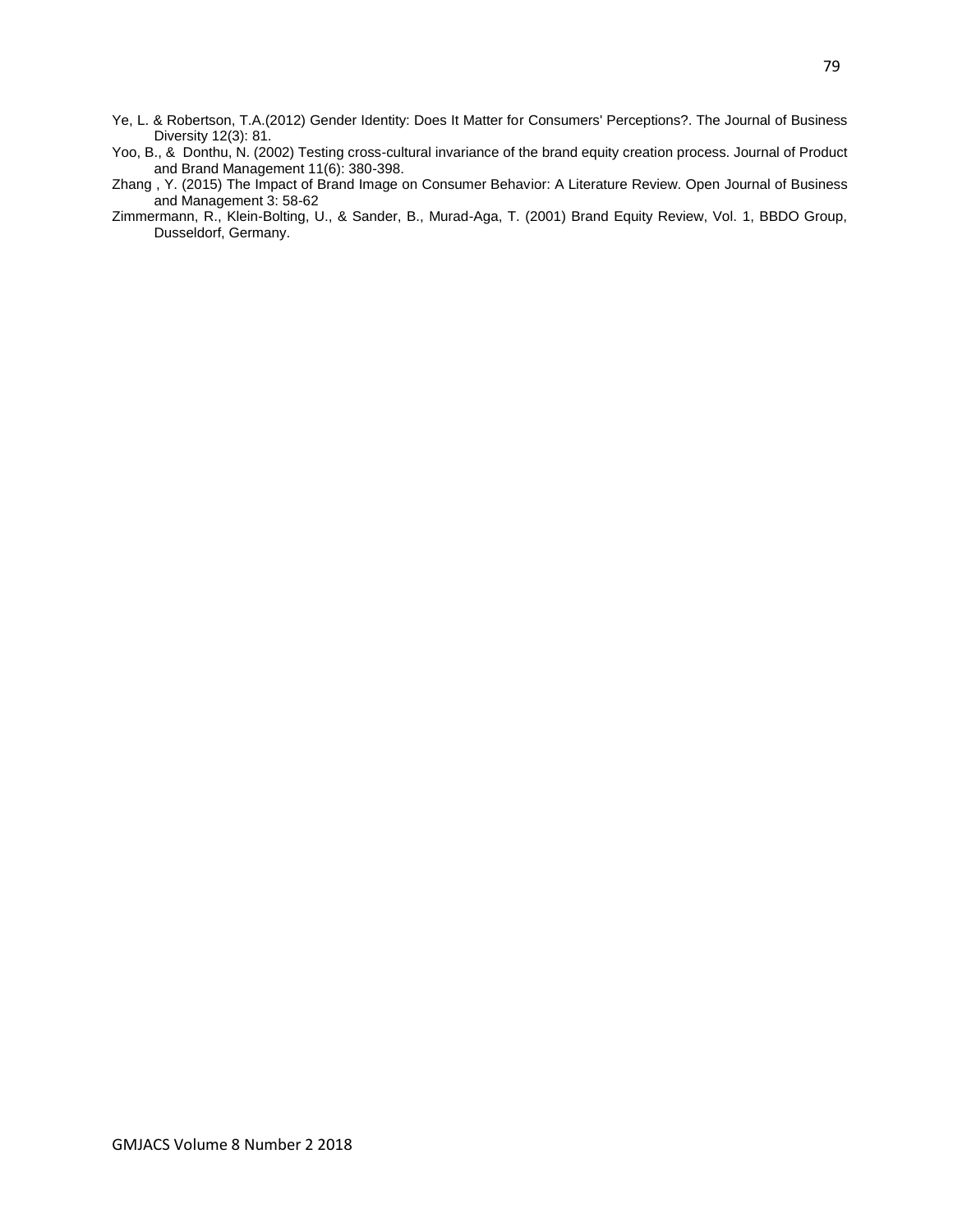Ye, L. & Robertson, T.A.(2012) Gender Identity: Does It Matter for Consumers' Perceptions?. The Journal of Business Diversity 12(3): 81.

Yoo, B., & Donthu, N. (2002) Testing cross-cultural invariance of the brand equity creation process. Journal of Product and Brand Management 11(6): 380-398.

Zhang , Y. (2015) The Impact of Brand Image on Consumer Behavior: A Literature Review. Open Journal of Business and Management 3: 58-62

Zimmermann, R., Klein-Bolting, U., & Sander, B., Murad-Aga, T. (2001) Brand Equity Review, Vol. 1, BBDO Group, Dusseldorf, Germany.